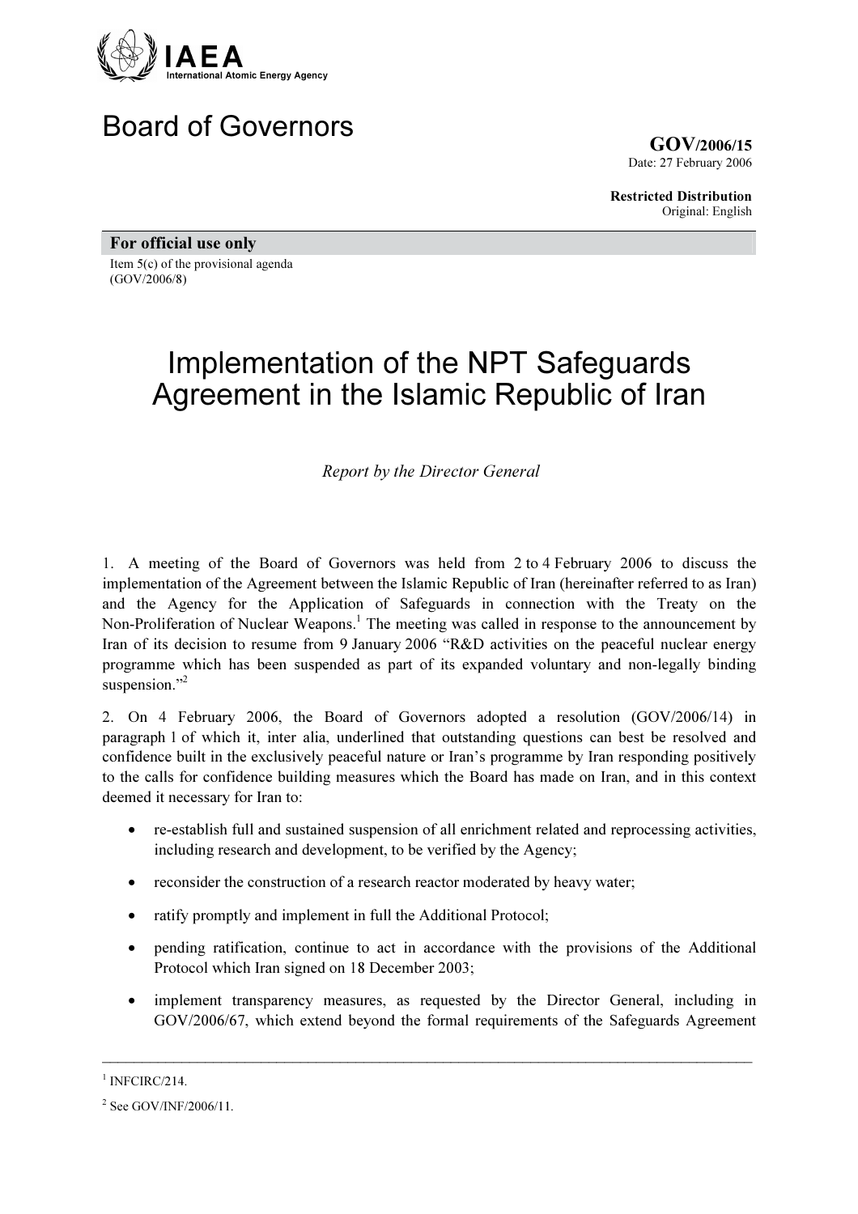IAEA
International Atomic Energy Agency

# Board of Governors

**GOV/2006/15**
Date: 27 February 2006

**Restricted Distribution**
Original: English

**For official use only**

Item 5(c) of the provisional agenda
(GOV/2006/8)

# Implementation of the NPT Safeguards Agreement in the Islamic Republic of Iran

*Report by the Director General*

1. A meeting of the Board of Governors was held from 2 to 4 February 2006 to discuss the implementation of the Agreement between the Islamic Republic of Iran (hereinafter referred to as Iran) and the Agency for the Application of Safeguards in connection with the Treaty on the Non-Proliferation of Nuclear Weapons.[1] The meeting was called in response to the announcement by Iran of its decision to resume from 9 January 2006 "R&D activities on the peaceful nuclear energy programme which has been suspended as part of its expanded voluntary and non-legally binding suspension."[2]

2. On 4 February 2006, the Board of Governors adopted a resolution (GOV/2006/14) in paragraph 1 of which it, inter alia, underlined that outstanding questions can best be resolved and confidence built in the exclusively peaceful nature or Iran's programme by Iran responding positively to the calls for confidence building measures which the Board has made on Iran, and in this context deemed it necessary for Iran to:

- re-establish full and sustained suspension of all enrichment related and reprocessing activities, including research and development, to be verified by the Agency;
- reconsider the construction of a research reactor moderated by heavy water;
- ratify promptly and implement in full the Additional Protocol;
- pending ratification, continue to act in accordance with the provisions of the Additional Protocol which Iran signed on 18 December 2003;
- implement transparency measures, as requested by the Director General, including in GOV/2006/67, which extend beyond the formal requirements of the Safeguards Agreement

---

[1] INFCIRC/214.

[2] See GOV/INF/2006/11.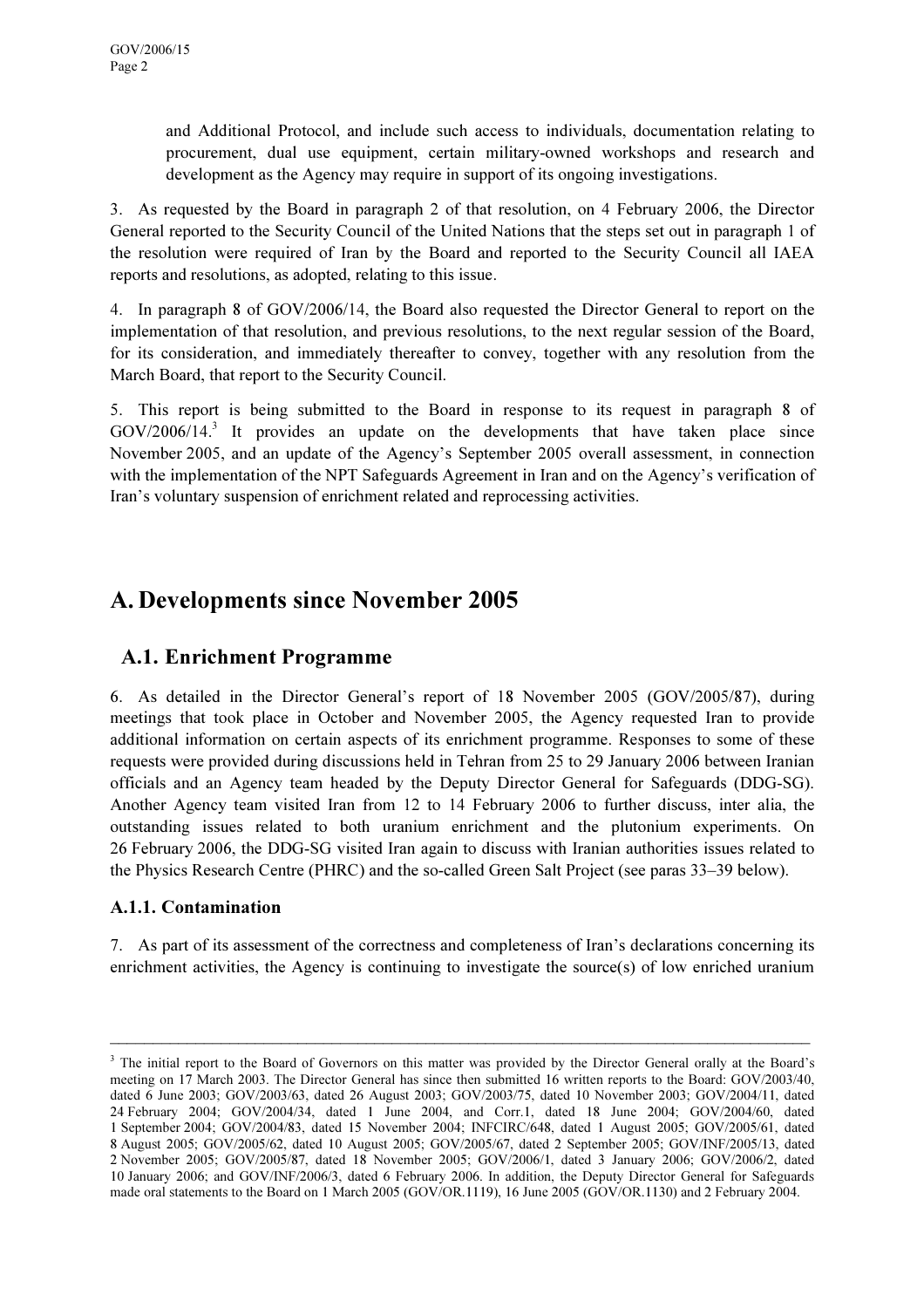and Additional Protocol, and include such access to individuals, documentation relating to procurement, dual use equipment, certain military-owned workshops and research and development as the Agency may require in support of its ongoing investigations.

3. As requested by the Board in paragraph 2 of that resolution, on 4 February 2006, the Director General reported to the Security Council of the United Nations that the steps set out in paragraph 1 of the resolution were required of Iran by the Board and reported to the Security Council all IAEA reports and resolutions, as adopted, relating to this issue.

4. In paragraph 8 of GOV/2006/14, the Board also requested the Director General to report on the implementation of that resolution, and previous resolutions, to the next regular session of the Board, for its consideration, and immediately thereafter to convey, together with any resolution from the March Board, that report to the Security Council.

5. This report is being submitted to the Board in response to its request in paragraph 8 of GOV/2006/14.[3] It provides an update on the developments that have taken place since November 2005, and an update of the Agency's September 2005 overall assessment, in connection with the implementation of the NPT Safeguards Agreement in Iran and on the Agency's verification of Iran's voluntary suspension of enrichment related and reprocessing activities.

# A. Developments since November 2005

## A.1. Enrichment Programme

6. As detailed in the Director General's report of 18 November 2005 (GOV/2005/87), during meetings that took place in October and November 2005, the Agency requested Iran to provide additional information on certain aspects of its enrichment programme. Responses to some of these requests were provided during discussions held in Tehran from 25 to 29 January 2006 between Iranian officials and an Agency team headed by the Deputy Director General for Safeguards (DDG-SG). Another Agency team visited Iran from 12 to 14 February 2006 to further discuss, inter alia, the outstanding issues related to both uranium enrichment and the plutonium experiments. On 26 February 2006, the DDG-SG visited Iran again to discuss with Iranian authorities issues related to the Physics Research Centre (PHRC) and the so-called Green Salt Project (see paras 33–39 below).

### A.1.1. Contamination

7. As part of its assessment of the correctness and completeness of Iran's declarations concerning its enrichment activities, the Agency is continuing to investigate the source(s) of low enriched uranium

---

[3] The initial report to the Board of Governors on this matter was provided by the Director General orally at the Board's meeting on 17 March 2003. The Director General has since then submitted 16 written reports to the Board: GOV/2003/40, dated 6 June 2003; GOV/2003/63, dated 26 August 2003; GOV/2003/75, dated 10 November 2003; GOV/2004/11, dated 24 February 2004; GOV/2004/34, dated 1 June 2004, and Corr.1, dated 18 June 2004; GOV/2004/60, dated 1 September 2004; GOV/2004/83, dated 15 November 2004; INFCIRC/648, dated 1 August 2005; GOV/2005/61, dated 8 August 2005; GOV/2005/62, dated 10 August 2005; GOV/2005/67, dated 2 September 2005; GOV/INF/2005/13, dated 2 November 2005; GOV/2005/87, dated 18 November 2005; GOV/2006/1, dated 3 January 2006; GOV/2006/2, dated 10 January 2006; and GOV/INF/2006/3, dated 6 February 2006. In addition, the Deputy Director General for Safeguards made oral statements to the Board on 1 March 2005 (GOV/OR.1119), 16 June 2005 (GOV/OR.1130) and 2 February 2004.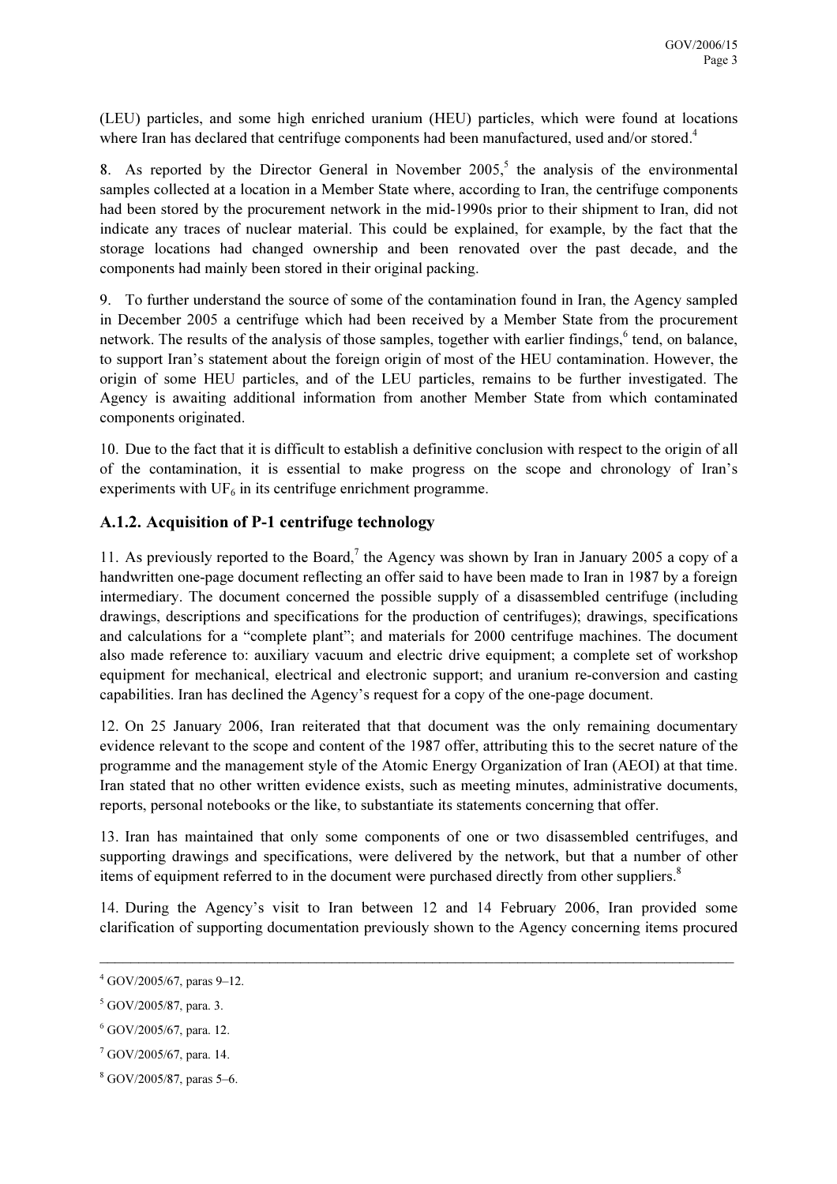(LEU) particles, and some high enriched uranium (HEU) particles, which were found at locations where Iran has declared that centrifuge components had been manufactured, used and/or stored.[4]

8. As reported by the Director General in November 2005,[5] the analysis of the environmental samples collected at a location in a Member State where, according to Iran, the centrifuge components had been stored by the procurement network in the mid-1990s prior to their shipment to Iran, did not indicate any traces of nuclear material. This could be explained, for example, by the fact that the storage locations had changed ownership and been renovated over the past decade, and the components had mainly been stored in their original packing.

9. To further understand the source of some of the contamination found in Iran, the Agency sampled in December 2005 a centrifuge which had been received by a Member State from the procurement network. The results of the analysis of those samples, together with earlier findings,[6] tend, on balance, to support Iran's statement about the foreign origin of most of the HEU contamination. However, the origin of some HEU particles, and of the LEU particles, remains to be further investigated. The Agency is awaiting additional information from another Member State from which contaminated components originated.

10. Due to the fact that it is difficult to establish a definitive conclusion with respect to the origin of all of the contamination, it is essential to make progress on the scope and chronology of Iran's experiments with $UF_6$ in its centrifuge enrichment programme.

### A.1.2. Acquisition of P-1 centrifuge technology

11. As previously reported to the Board,[7] the Agency was shown by Iran in January 2005 a copy of a handwritten one-page document reflecting an offer said to have been made to Iran in 1987 by a foreign intermediary. The document concerned the possible supply of a disassembled centrifuge (including drawings, descriptions and specifications for the production of centrifuges); drawings, specifications and calculations for a "complete plant"; and materials for 2000 centrifuge machines. The document also made reference to: auxiliary vacuum and electric drive equipment; a complete set of workshop equipment for mechanical, electrical and electronic support; and uranium re-conversion and casting capabilities. Iran has declined the Agency's request for a copy of the one-page document.

12. On 25 January 2006, Iran reiterated that that document was the only remaining documentary evidence relevant to the scope and content of the 1987 offer, attributing this to the secret nature of the programme and the management style of the Atomic Energy Organization of Iran (AEOI) at that time. Iran stated that no other written evidence exists, such as meeting minutes, administrative documents, reports, personal notebooks or the like, to substantiate its statements concerning that offer.

13. Iran has maintained that only some components of one or two disassembled centrifuges, and supporting drawings and specifications, were delivered by the network, but that a number of other items of equipment referred to in the document were purchased directly from other suppliers.[8]

14. During the Agency's visit to Iran between 12 and 14 February 2006, Iran provided some clarification of supporting documentation previously shown to the Agency concerning items procured

---

[4] GOV/2005/67, paras 9–12.

[5] GOV/2005/87, para. 3.

[6] GOV/2005/67, para. 12.

[7] GOV/2005/67, para. 14.

[8] GOV/2005/87, paras 5–6.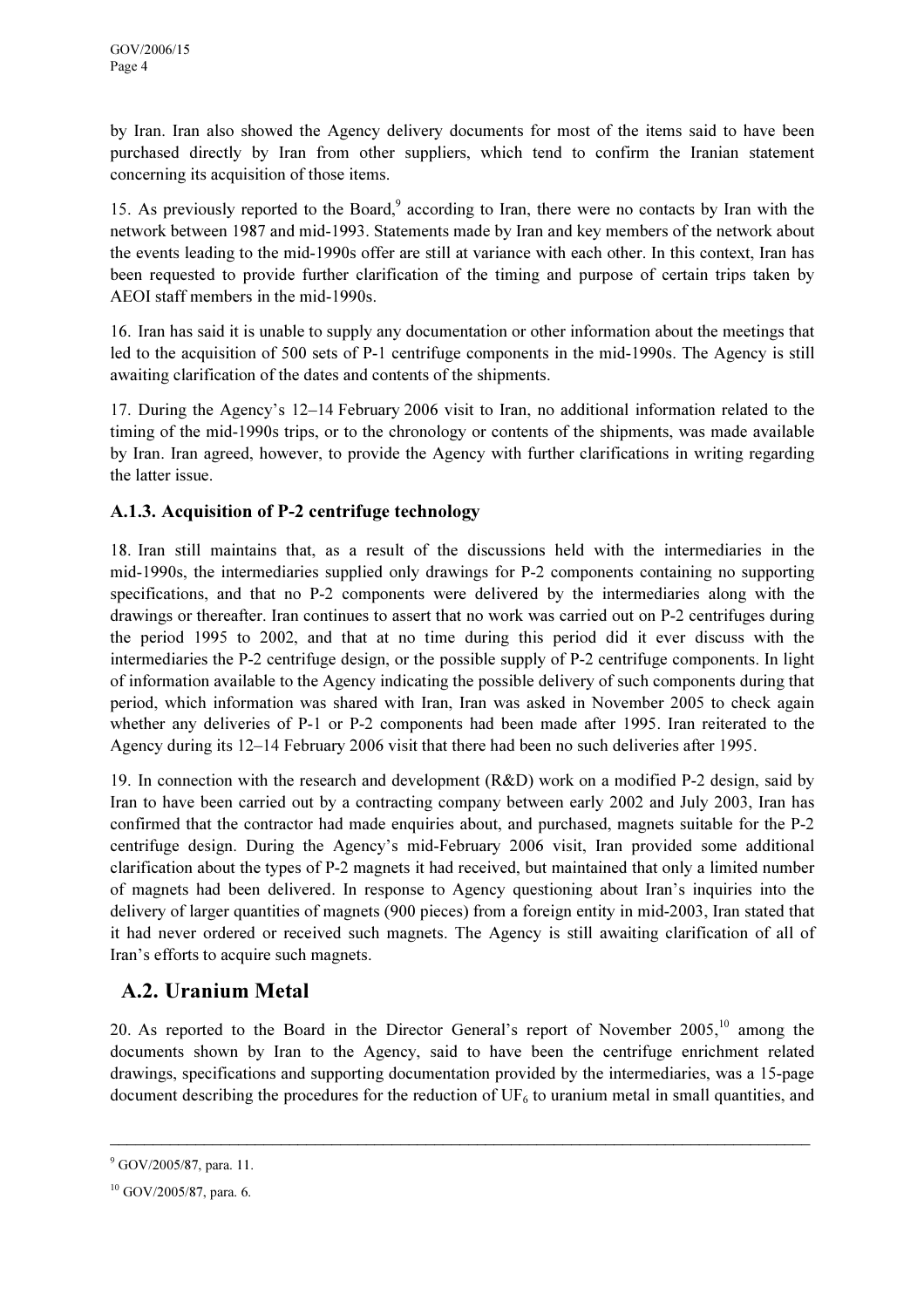by Iran. Iran also showed the Agency delivery documents for most of the items said to have been purchased directly by Iran from other suppliers, which tend to confirm the Iranian statement concerning its acquisition of those items.

15. As previously reported to the Board,[9] according to Iran, there were no contacts by Iran with the network between 1987 and mid-1993. Statements made by Iran and key members of the network about the events leading to the mid-1990s offer are still at variance with each other. In this context, Iran has been requested to provide further clarification of the timing and purpose of certain trips taken by AEOI staff members in the mid-1990s.

16. Iran has said it is unable to supply any documentation or other information about the meetings that led to the acquisition of 500 sets of P-1 centrifuge components in the mid-1990s. The Agency is still awaiting clarification of the dates and contents of the shipments.

17. During the Agency's 12–14 February 2006 visit to Iran, no additional information related to the timing of the mid-1990s trips, or to the chronology or contents of the shipments, was made available by Iran. Iran agreed, however, to provide the Agency with further clarifications in writing regarding the latter issue.

### A.1.3. Acquisition of P-2 centrifuge technology

18. Iran still maintains that, as a result of the discussions held with the intermediaries in the mid-1990s, the intermediaries supplied only drawings for P-2 components containing no supporting specifications, and that no P-2 components were delivered by the intermediaries along with the drawings or thereafter. Iran continues to assert that no work was carried out on P-2 centrifuges during the period 1995 to 2002, and that at no time during this period did it ever discuss with the intermediaries the P-2 centrifuge design, or the possible supply of P-2 centrifuge components. In light of information available to the Agency indicating the possible delivery of such components during that period, which information was shared with Iran, Iran was asked in November 2005 to check again whether any deliveries of P-1 or P-2 components had been made after 1995. Iran reiterated to the Agency during its 12–14 February 2006 visit that there had been no such deliveries after 1995.

19. In connection with the research and development (R&D) work on a modified P-2 design, said by Iran to have been carried out by a contracting company between early 2002 and July 2003, Iran has confirmed that the contractor had made enquiries about, and purchased, magnets suitable for the P-2 centrifuge design. During the Agency's mid-February 2006 visit, Iran provided some additional clarification about the types of P-2 magnets it had received, but maintained that only a limited number of magnets had been delivered. In response to Agency questioning about Iran's inquiries into the delivery of larger quantities of magnets (900 pieces) from a foreign entity in mid-2003, Iran stated that it had never ordered or received such magnets. The Agency is still awaiting clarification of all of Iran's efforts to acquire such magnets.

## A.2. Uranium Metal

20. As reported to the Board in the Director General's report of November 2005,[10] among the documents shown by Iran to the Agency, said to have been the centrifuge enrichment related drawings, specifications and supporting documentation provided by the intermediaries, was a 15-page document describing the procedures for the reduction of $UF_6$ to uranium metal in small quantities, and

---

[9] GOV/2005/87, para. 11.

[10] GOV/2005/87, para. 6.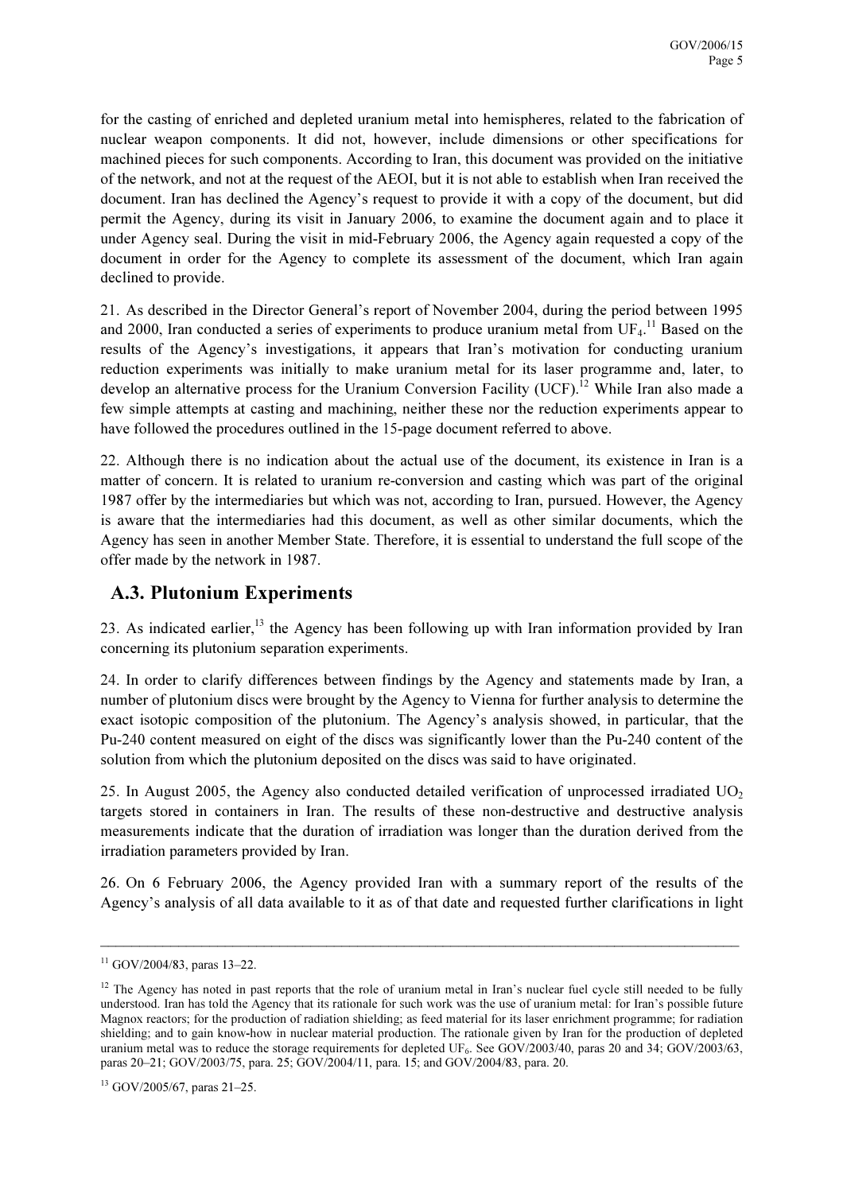for the casting of enriched and depleted uranium metal into hemispheres, related to the fabrication of nuclear weapon components. It did not, however, include dimensions or other specifications for machined pieces for such components. According to Iran, this document was provided on the initiative of the network, and not at the request of the AEOI, but it is not able to establish when Iran received the document. Iran has declined the Agency's request to provide it with a copy of the document, but did permit the Agency, during its visit in January 2006, to examine the document again and to place it under Agency seal. During the visit in mid-February 2006, the Agency again requested a copy of the document in order for the Agency to complete its assessment of the document, which Iran again declined to provide.

21. As described in the Director General's report of November 2004, during the period between 1995 and 2000, Iran conducted a series of experiments to produce uranium metal from $UF_4$.[11] Based on the results of the Agency's investigations, it appears that Iran's motivation for conducting uranium reduction experiments was initially to make uranium metal for its laser programme and, later, to develop an alternative process for the Uranium Conversion Facility (UCF).[12] While Iran also made a few simple attempts at casting and machining, neither these nor the reduction experiments appear to have followed the procedures outlined in the 15-page document referred to above.

22. Although there is no indication about the actual use of the document, its existence in Iran is a matter of concern. It is related to uranium re-conversion and casting which was part of the original 1987 offer by the intermediaries but which was not, according to Iran, pursued. However, the Agency is aware that the intermediaries had this document, as well as other similar documents, which the Agency has seen in another Member State. Therefore, it is essential to understand the full scope of the offer made by the network in 1987.

## A.3. Plutonium Experiments

23. As indicated earlier,[13] the Agency has been following up with Iran information provided by Iran concerning its plutonium separation experiments.

24. In order to clarify differences between findings by the Agency and statements made by Iran, a number of plutonium discs were brought by the Agency to Vienna for further analysis to determine the exact isotopic composition of the plutonium. The Agency's analysis showed, in particular, that the Pu-240 content measured on eight of the discs was significantly lower than the Pu-240 content of the solution from which the plutonium deposited on the discs was said to have originated.

25. In August 2005, the Agency also conducted detailed verification of unprocessed irradiated $UO_2$ targets stored in containers in Iran. The results of these non-destructive and destructive analysis measurements indicate that the duration of irradiation was longer than the duration derived from the irradiation parameters provided by Iran.

26. On 6 February 2006, the Agency provided Iran with a summary report of the results of the Agency's analysis of all data available to it as of that date and requested further clarifications in light

---

[11] GOV/2004/83, paras 13–22.

[12] The Agency has noted in past reports that the role of uranium metal in Iran's nuclear fuel cycle still needed to be fully understood. Iran has told the Agency that its rationale for such work was the use of uranium metal: for Iran's possible future Magnox reactors; for the production of radiation shielding; as feed material for its laser enrichment programme; for radiation shielding; and to gain know-how in nuclear material production. The rationale given by Iran for the production of depleted uranium metal was to reduce the storage requirements for depleted $UF_6$. See GOV/2003/40, paras 20 and 34; GOV/2003/63, paras 20–21; GOV/2003/75, para. 25; GOV/2004/11, para. 15; and GOV/2004/83, para. 20.

[13] GOV/2005/67, paras 21–25.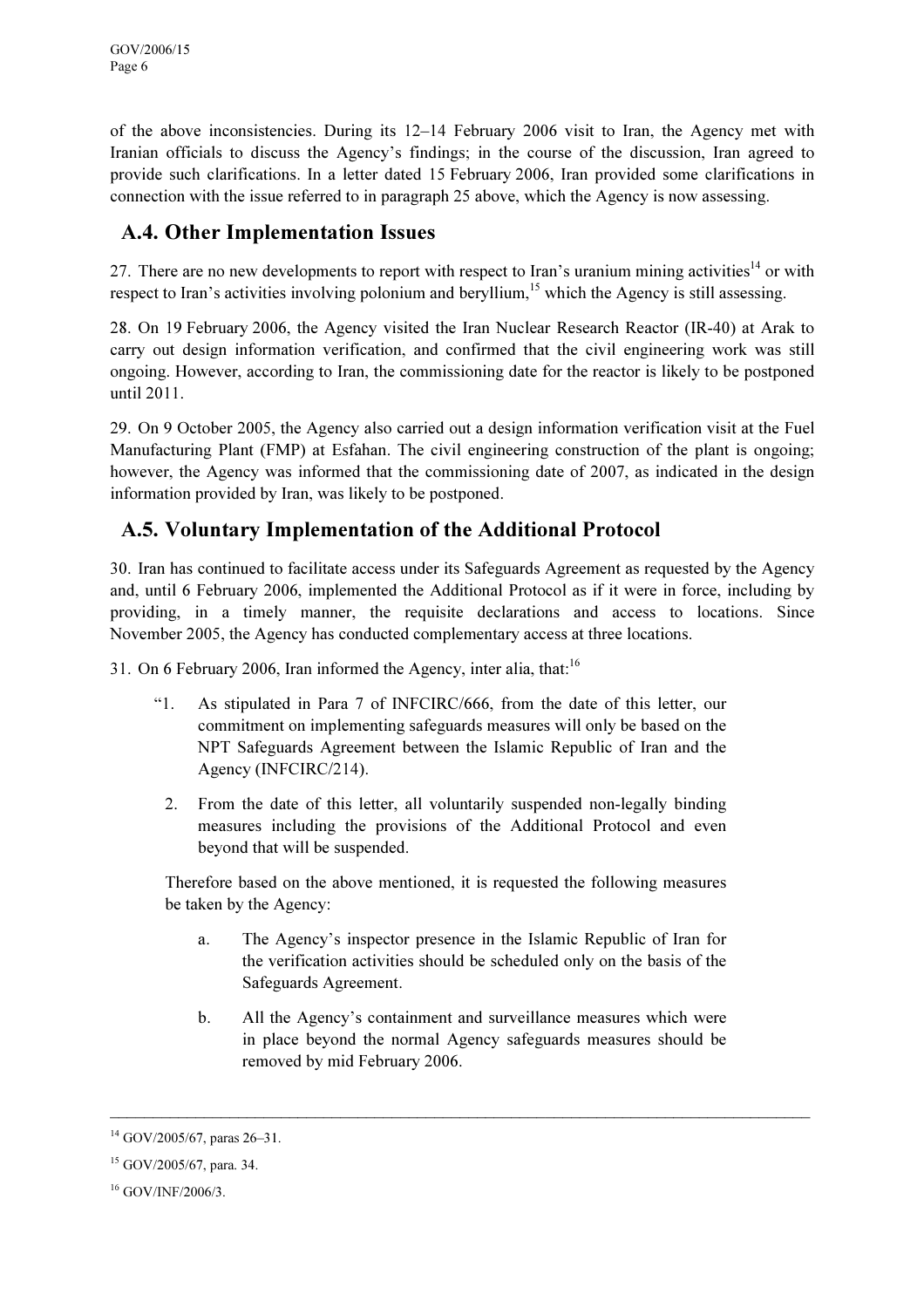of the above inconsistencies. During its 12–14 February 2006 visit to Iran, the Agency met with Iranian officials to discuss the Agency's findings; in the course of the discussion, Iran agreed to provide such clarifications. In a letter dated 15 February 2006, Iran provided some clarifications in connection with the issue referred to in paragraph 25 above, which the Agency is now assessing.

## A.4. Other Implementation Issues

27. There are no new developments to report with respect to Iran's uranium mining activities[14] or with respect to Iran's activities involving polonium and beryllium,[15] which the Agency is still assessing.

28. On 19 February 2006, the Agency visited the Iran Nuclear Research Reactor (IR-40) at Arak to carry out design information verification, and confirmed that the civil engineering work was still ongoing. However, according to Iran, the commissioning date for the reactor is likely to be postponed until 2011.

29. On 9 October 2005, the Agency also carried out a design information verification visit at the Fuel Manufacturing Plant (FMP) at Esfahan. The civil engineering construction of the plant is ongoing; however, the Agency was informed that the commissioning date of 2007, as indicated in the design information provided by Iran, was likely to be postponed.

## A.5. Voluntary Implementation of the Additional Protocol

30. Iran has continued to facilitate access under its Safeguards Agreement as requested by the Agency and, until 6 February 2006, implemented the Additional Protocol as if it were in force, including by providing, in a timely manner, the requisite declarations and access to locations. Since November 2005, the Agency has conducted complementary access at three locations.

31. On 6 February 2006, Iran informed the Agency, inter alia, that:[16]

> "1. As stipulated in Para 7 of INFCIRC/666, from the date of this letter, our commitment on implementing safeguards measures will only be based on the NPT Safeguards Agreement between the Islamic Republic of Iran and the Agency (INFCIRC/214).
>
> 2. From the date of this letter, all voluntarily suspended non-legally binding measures including the provisions of the Additional Protocol and even beyond that will be suspended.
>
> Therefore based on the above mentioned, it is requested the following measures be taken by the Agency:
>
> a. The Agency's inspector presence in the Islamic Republic of Iran for the verification activities should be scheduled only on the basis of the Safeguards Agreement.
>
> b. All the Agency's containment and surveillance measures which were in place beyond the normal Agency safeguards measures should be removed by mid February 2006.

---

[14] GOV/2005/67, paras 26–31.

[15] GOV/2005/67, para. 34.

[16] GOV/INF/2006/3.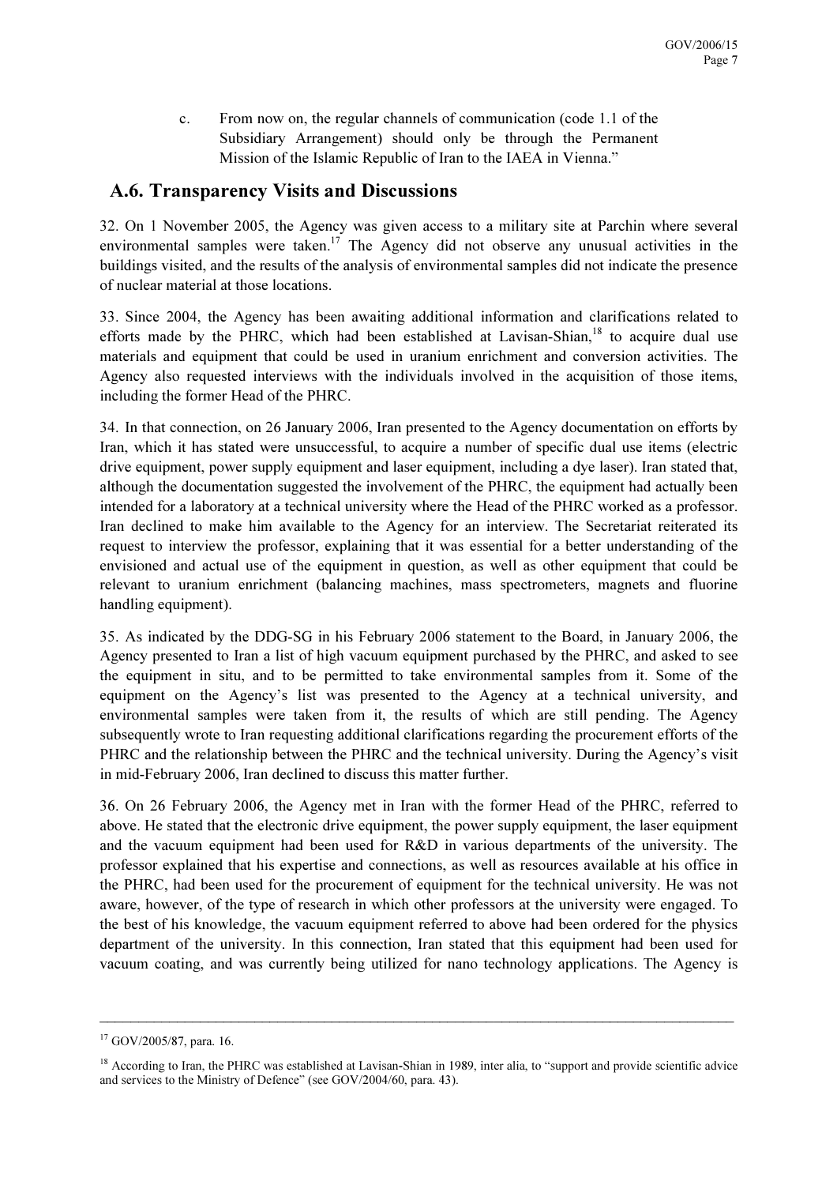c. From now on, the regular channels of communication (code 1.1 of the Subsidiary Arrangement) should only be through the Permanent Mission of the Islamic Republic of Iran to the IAEA in Vienna."

## A.6. Transparency Visits and Discussions

32. On 1 November 2005, the Agency was given access to a military site at Parchin where several environmental samples were taken.[17] The Agency did not observe any unusual activities in the buildings visited, and the results of the analysis of environmental samples did not indicate the presence of nuclear material at those locations.

33. Since 2004, the Agency has been awaiting additional information and clarifications related to efforts made by the PHRC, which had been established at Lavisan-Shian,[18] to acquire dual use materials and equipment that could be used in uranium enrichment and conversion activities. The Agency also requested interviews with the individuals involved in the acquisition of those items, including the former Head of the PHRC.

34. In that connection, on 26 January 2006, Iran presented to the Agency documentation on efforts by Iran, which it has stated were unsuccessful, to acquire a number of specific dual use items (electric drive equipment, power supply equipment and laser equipment, including a dye laser). Iran stated that, although the documentation suggested the involvement of the PHRC, the equipment had actually been intended for a laboratory at a technical university where the Head of the PHRC worked as a professor. Iran declined to make him available to the Agency for an interview. The Secretariat reiterated its request to interview the professor, explaining that it was essential for a better understanding of the envisioned and actual use of the equipment in question, as well as other equipment that could be relevant to uranium enrichment (balancing machines, mass spectrometers, magnets and fluorine handling equipment).

35. As indicated by the DDG-SG in his February 2006 statement to the Board, in January 2006, the Agency presented to Iran a list of high vacuum equipment purchased by the PHRC, and asked to see the equipment in situ, and to be permitted to take environmental samples from it. Some of the equipment on the Agency's list was presented to the Agency at a technical university, and environmental samples were taken from it, the results of which are still pending. The Agency subsequently wrote to Iran requesting additional clarifications regarding the procurement efforts of the PHRC and the relationship between the PHRC and the technical university. During the Agency's visit in mid-February 2006, Iran declined to discuss this matter further.

36. On 26 February 2006, the Agency met in Iran with the former Head of the PHRC, referred to above. He stated that the electronic drive equipment, the power supply equipment, the laser equipment and the vacuum equipment had been used for R&D in various departments of the university. The professor explained that his expertise and connections, as well as resources available at his office in the PHRC, had been used for the procurement of equipment for the technical university. He was not aware, however, of the type of research in which other professors at the university were engaged. To the best of his knowledge, the vacuum equipment referred to above had been ordered for the physics department of the university. In this connection, Iran stated that this equipment had been used for vacuum coating, and was currently being utilized for nano technology applications. The Agency is

---

[17] GOV/2005/87, para. 16.

[18] According to Iran, the PHRC was established at Lavisan-Shian in 1989, inter alia, to "support and provide scientific advice and services to the Ministry of Defence" (see GOV/2004/60, para. 43).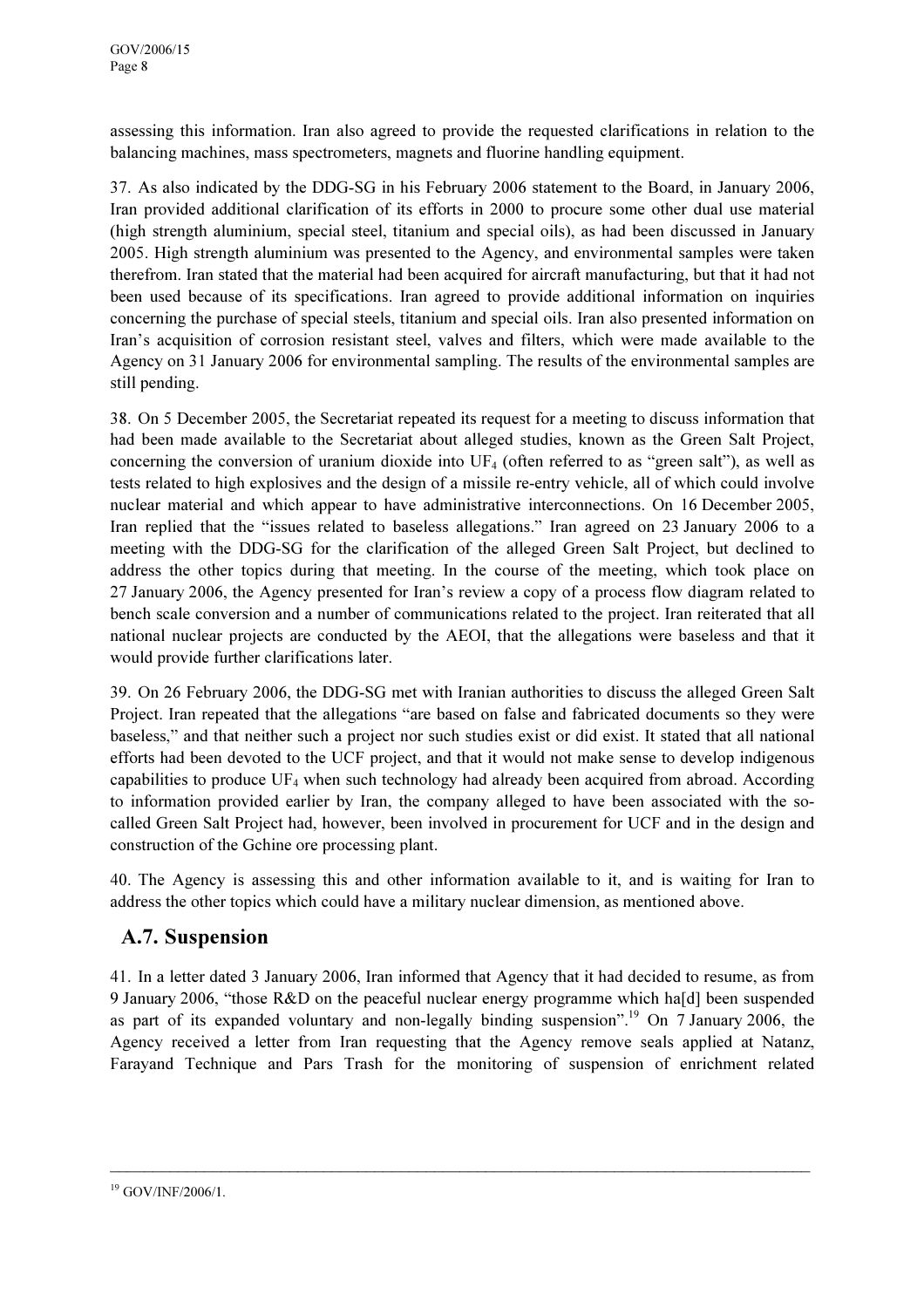assessing this information. Iran also agreed to provide the requested clarifications in relation to the balancing machines, mass spectrometers, magnets and fluorine handling equipment.

37. As also indicated by the DDG-SG in his February 2006 statement to the Board, in January 2006, Iran provided additional clarification of its efforts in 2000 to procure some other dual use material (high strength aluminium, special steel, titanium and special oils), as had been discussed in January 2005. High strength aluminium was presented to the Agency, and environmental samples were taken therefrom. Iran stated that the material had been acquired for aircraft manufacturing, but that it had not been used because of its specifications. Iran agreed to provide additional information on inquiries concerning the purchase of special steels, titanium and special oils. Iran also presented information on Iran's acquisition of corrosion resistant steel, valves and filters, which were made available to the Agency on 31 January 2006 for environmental sampling. The results of the environmental samples are still pending.

38. On 5 December 2005, the Secretariat repeated its request for a meeting to discuss information that had been made available to the Secretariat about alleged studies, known as the Green Salt Project, concerning the conversion of uranium dioxide into $UF_4$ (often referred to as "green salt"), as well as tests related to high explosives and the design of a missile re-entry vehicle, all of which could involve nuclear material and which appear to have administrative interconnections. On 16 December 2005, Iran replied that the "issues related to baseless allegations." Iran agreed on 23 January 2006 to a meeting with the DDG-SG for the clarification of the alleged Green Salt Project, but declined to address the other topics during that meeting. In the course of the meeting, which took place on 27 January 2006, the Agency presented for Iran's review a copy of a process flow diagram related to bench scale conversion and a number of communications related to the project. Iran reiterated that all national nuclear projects are conducted by the AEOI, that the allegations were baseless and that it would provide further clarifications later.

39. On 26 February 2006, the DDG-SG met with Iranian authorities to discuss the alleged Green Salt Project. Iran repeated that the allegations "are based on false and fabricated documents so they were baseless," and that neither such a project nor such studies exist or did exist. It stated that all national efforts had been devoted to the UCF project, and that it would not make sense to develop indigenous capabilities to produce $UF_4$ when such technology had already been acquired from abroad. According to information provided earlier by Iran, the company alleged to have been associated with the so-called Green Salt Project had, however, been involved in procurement for UCF and in the design and construction of the Gchine ore processing plant.

40. The Agency is assessing this and other information available to it, and is waiting for Iran to address the other topics which could have a military nuclear dimension, as mentioned above.

## A.7. Suspension

41. In a letter dated 3 January 2006, Iran informed that Agency that it had decided to resume, as from 9 January 2006, "those R&D on the peaceful nuclear energy programme which ha[d] been suspended as part of its expanded voluntary and non-legally binding suspension".[19] On 7 January 2006, the Agency received a letter from Iran requesting that the Agency remove seals applied at Natanz, Farayand Technique and Pars Trash for the monitoring of suspension of enrichment related

[19] GOV/INF/2006/1.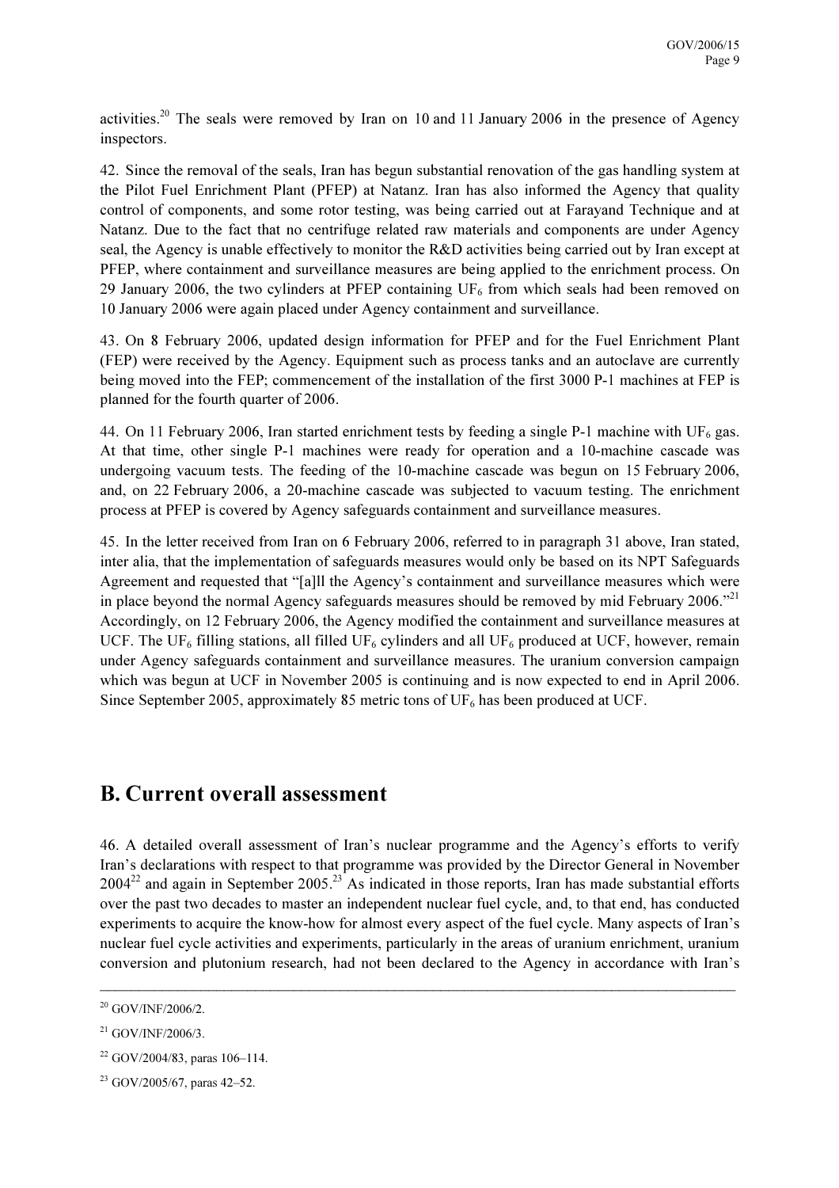activities.[20] The seals were removed by Iran on 10 and 11 January 2006 in the presence of Agency inspectors.

42. Since the removal of the seals, Iran has begun substantial renovation of the gas handling system at the Pilot Fuel Enrichment Plant (PFEP) at Natanz. Iran has also informed the Agency that quality control of components, and some rotor testing, was being carried out at Farayand Technique and at Natanz. Due to the fact that no centrifuge related raw materials and components are under Agency seal, the Agency is unable effectively to monitor the R&D activities being carried out by Iran except at PFEP, where containment and surveillance measures are being applied to the enrichment process. On 29 January 2006, the two cylinders at PFEP containing $UF_6$ from which seals had been removed on 10 January 2006 were again placed under Agency containment and surveillance.

43. On 8 February 2006, updated design information for PFEP and for the Fuel Enrichment Plant (FEP) were received by the Agency. Equipment such as process tanks and an autoclave are currently being moved into the FEP; commencement of the installation of the first 3000 P-1 machines at FEP is planned for the fourth quarter of 2006.

44. On 11 February 2006, Iran started enrichment tests by feeding a single P-1 machine with $UF_6$ gas. At that time, other single P-1 machines were ready for operation and a 10-machine cascade was undergoing vacuum tests. The feeding of the 10-machine cascade was begun on 15 February 2006, and, on 22 February 2006, a 20-machine cascade was subjected to vacuum testing. The enrichment process at PFEP is covered by Agency safeguards containment and surveillance measures.

45. In the letter received from Iran on 6 February 2006, referred to in paragraph 31 above, Iran stated, inter alia, that the implementation of safeguards measures would only be based on its NPT Safeguards Agreement and requested that "[a]ll the Agency's containment and surveillance measures which were in place beyond the normal Agency safeguards measures should be removed by mid February 2006."[21] Accordingly, on 12 February 2006, the Agency modified the containment and surveillance measures at UCF. The $UF_6$ filling stations, all filled $UF_6$ cylinders and all $UF_6$ produced at UCF, however, remain under Agency safeguards containment and surveillance measures. The uranium conversion campaign which was begun at UCF in November 2005 is continuing and is now expected to end in April 2006. Since September 2005, approximately 85 metric tons of $UF_6$ has been produced at UCF.

## B. Current overall assessment

46. A detailed overall assessment of Iran's nuclear programme and the Agency's efforts to verify Iran's declarations with respect to that programme was provided by the Director General in November 2004[22] and again in September 2005.[23] As indicated in those reports, Iran has made substantial efforts over the past two decades to master an independent nuclear fuel cycle, and, to that end, has conducted experiments to acquire the know-how for almost every aspect of the fuel cycle. Many aspects of Iran's nuclear fuel cycle activities and experiments, particularly in the areas of uranium enrichment, uranium conversion and plutonium research, had not been declared to the Agency in accordance with Iran's

---

[20] GOV/INF/2006/2.

[21] GOV/INF/2006/3.

[22] GOV/2004/83, paras 106–114.

[23] GOV/2005/67, paras 42–52.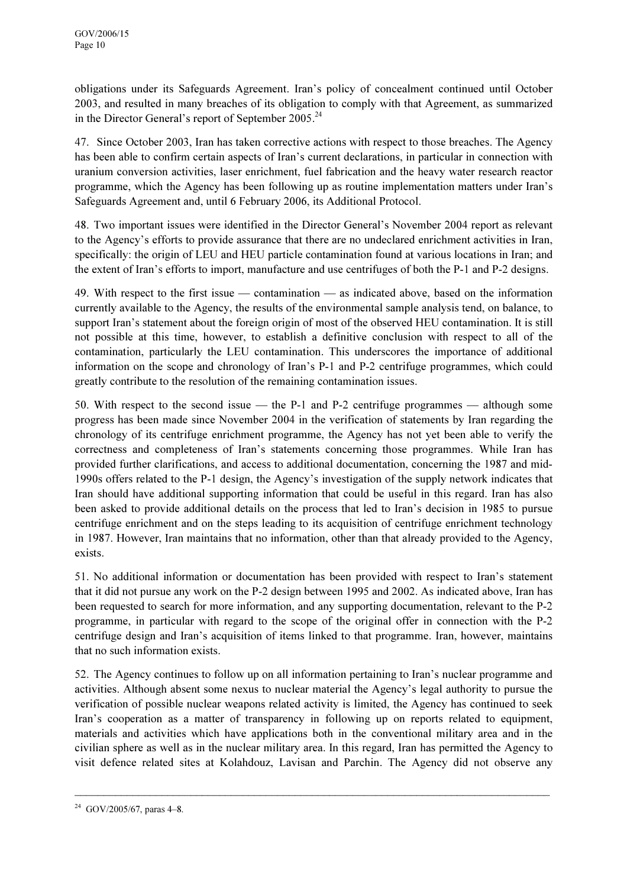obligations under its Safeguards Agreement. Iran's policy of concealment continued until October 2003, and resulted in many breaches of its obligation to comply with that Agreement, as summarized in the Director General's report of September 2005.[24]

47. Since October 2003, Iran has taken corrective actions with respect to those breaches. The Agency has been able to confirm certain aspects of Iran's current declarations, in particular in connection with uranium conversion activities, laser enrichment, fuel fabrication and the heavy water research reactor programme, which the Agency has been following up as routine implementation matters under Iran's Safeguards Agreement and, until 6 February 2006, its Additional Protocol.

48. Two important issues were identified in the Director General's November 2004 report as relevant to the Agency's efforts to provide assurance that there are no undeclared enrichment activities in Iran, specifically: the origin of LEU and HEU particle contamination found at various locations in Iran; and the extent of Iran's efforts to import, manufacture and use centrifuges of both the P-1 and P-2 designs.

49. With respect to the first issue — contamination — as indicated above, based on the information currently available to the Agency, the results of the environmental sample analysis tend, on balance, to support Iran's statement about the foreign origin of most of the observed HEU contamination. It is still not possible at this time, however, to establish a definitive conclusion with respect to all of the contamination, particularly the LEU contamination. This underscores the importance of additional information on the scope and chronology of Iran's P-1 and P-2 centrifuge programmes, which could greatly contribute to the resolution of the remaining contamination issues.

50. With respect to the second issue — the P-1 and P-2 centrifuge programmes — although some progress has been made since November 2004 in the verification of statements by Iran regarding the chronology of its centrifuge enrichment programme, the Agency has not yet been able to verify the correctness and completeness of Iran's statements concerning those programmes. While Iran has provided further clarifications, and access to additional documentation, concerning the 1987 and mid-1990s offers related to the P-1 design, the Agency's investigation of the supply network indicates that Iran should have additional supporting information that could be useful in this regard. Iran has also been asked to provide additional details on the process that led to Iran's decision in 1985 to pursue centrifuge enrichment and on the steps leading to its acquisition of centrifuge enrichment technology in 1987. However, Iran maintains that no information, other than that already provided to the Agency, exists.

51. No additional information or documentation has been provided with respect to Iran's statement that it did not pursue any work on the P-2 design between 1995 and 2002. As indicated above, Iran has been requested to search for more information, and any supporting documentation, relevant to the P-2 programme, in particular with regard to the scope of the original offer in connection with the P-2 centrifuge design and Iran's acquisition of items linked to that programme. Iran, however, maintains that no such information exists.

52. The Agency continues to follow up on all information pertaining to Iran's nuclear programme and activities. Although absent some nexus to nuclear material the Agency's legal authority to pursue the verification of possible nuclear weapons related activity is limited, the Agency has continued to seek Iran's cooperation as a matter of transparency in following up on reports related to equipment, materials and activities which have applications both in the conventional military area and in the civilian sphere as well as in the nuclear military area. In this regard, Iran has permitted the Agency to visit defence related sites at Kolahdouz, Lavisan and Parchin. The Agency did not observe any

---

[24] GOV/2005/67, paras 4–8.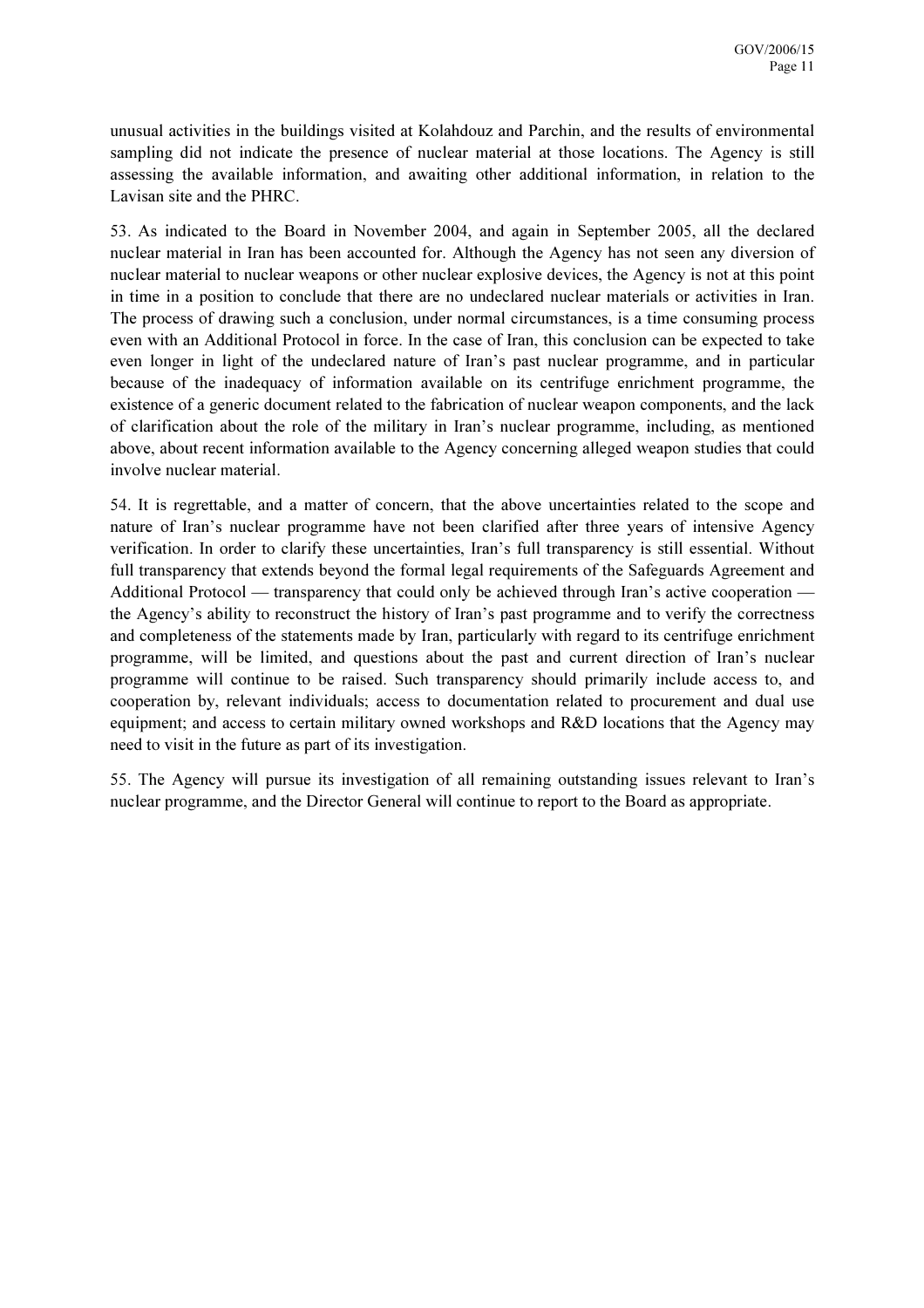unusual activities in the buildings visited at Kolahdouz and Parchin, and the results of environmental sampling did not indicate the presence of nuclear material at those locations. The Agency is still assessing the available information, and awaiting other additional information, in relation to the Lavisan site and the PHRC.

53. As indicated to the Board in November 2004, and again in September 2005, all the declared nuclear material in Iran has been accounted for. Although the Agency has not seen any diversion of nuclear material to nuclear weapons or other nuclear explosive devices, the Agency is not at this point in time in a position to conclude that there are no undeclared nuclear materials or activities in Iran. The process of drawing such a conclusion, under normal circumstances, is a time consuming process even with an Additional Protocol in force. In the case of Iran, this conclusion can be expected to take even longer in light of the undeclared nature of Iran's past nuclear programme, and in particular because of the inadequacy of information available on its centrifuge enrichment programme, the existence of a generic document related to the fabrication of nuclear weapon components, and the lack of clarification about the role of the military in Iran's nuclear programme, including, as mentioned above, about recent information available to the Agency concerning alleged weapon studies that could involve nuclear material.

54. It is regrettable, and a matter of concern, that the above uncertainties related to the scope and nature of Iran's nuclear programme have not been clarified after three years of intensive Agency verification. In order to clarify these uncertainties, Iran's full transparency is still essential. Without full transparency that extends beyond the formal legal requirements of the Safeguards Agreement and Additional Protocol — transparency that could only be achieved through Iran's active cooperation — the Agency's ability to reconstruct the history of Iran's past programme and to verify the correctness and completeness of the statements made by Iran, particularly with regard to its centrifuge enrichment programme, will be limited, and questions about the past and current direction of Iran's nuclear programme will continue to be raised. Such transparency should primarily include access to, and cooperation by, relevant individuals; access to documentation related to procurement and dual use equipment; and access to certain military owned workshops and R&D locations that the Agency may need to visit in the future as part of its investigation.

55. The Agency will pursue its investigation of all remaining outstanding issues relevant to Iran's nuclear programme, and the Director General will continue to report to the Board as appropriate.